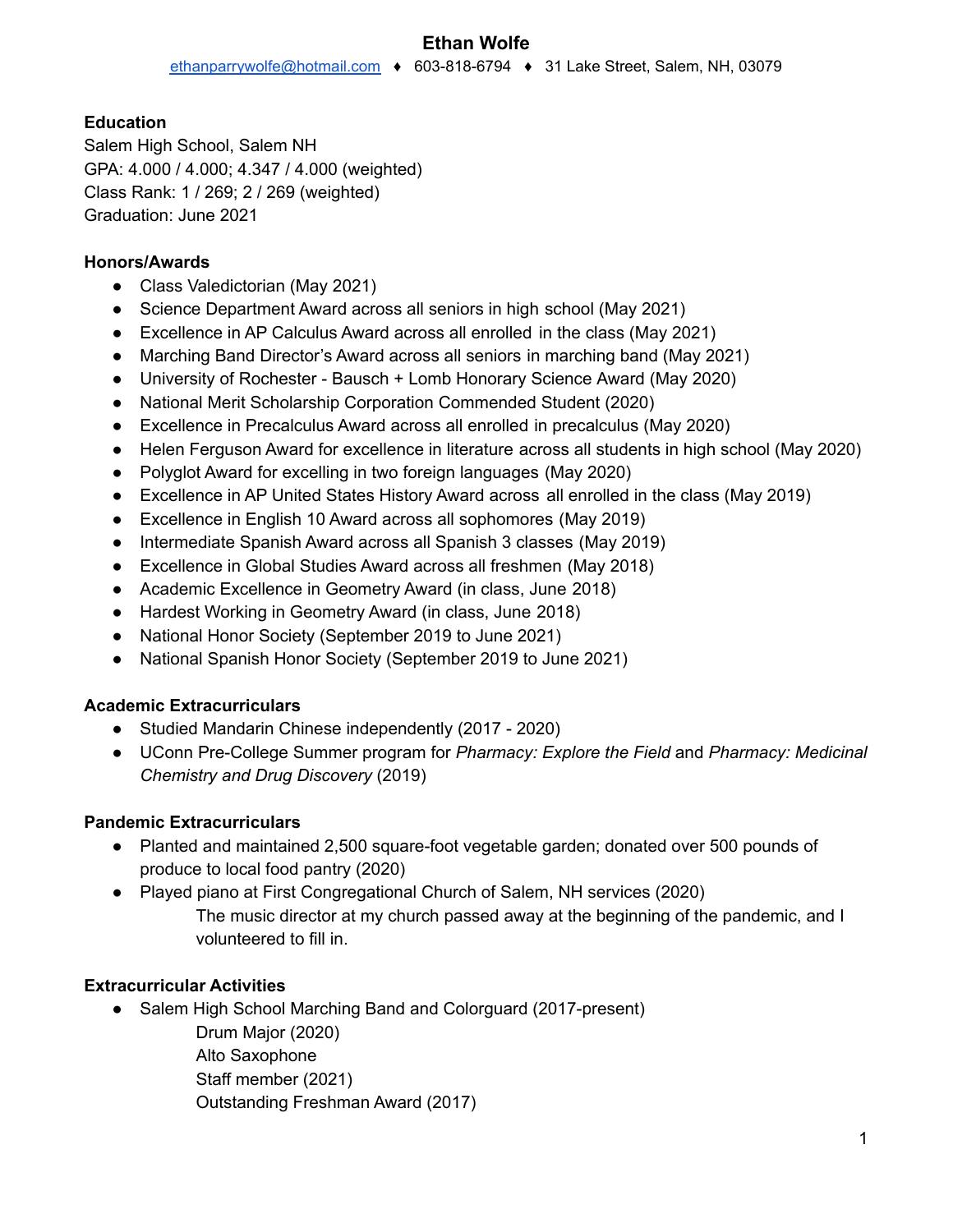# Ethan Wolfe

ethanparrywolfe@hotmail.com ♦ 603-818-6794 ♦ 31 Lake Street, Salem, NH, 03079

## Education

Salem High School, Salem NH
GPA: 4.000 / 4.000; 4.347 / 4.000 (weighted)
Class Rank: 1 / 269; 2 / 269 (weighted)
Graduation: June 2021

## Honors/Awards

- Class Valedictorian (May 2021)
- Science Department Award across all seniors in high school (May 2021)
- Excellence in AP Calculus Award across all enrolled in the class (May 2021)
- Marching Band Director's Award across all seniors in marching band (May 2021)
- University of Rochester - Bausch + Lomb Honorary Science Award (May 2020)
- National Merit Scholarship Corporation Commended Student (2020)
- Excellence in Precalculus Award across all enrolled in precalculus (May 2020)
- Helen Ferguson Award for excellence in literature across all students in high school (May 2020)
- Polyglot Award for excelling in two foreign languages (May 2020)
- Excellence in AP United States History Award across all enrolled in the class (May 2019)
- Excellence in English 10 Award across all sophomores (May 2019)
- Intermediate Spanish Award across all Spanish 3 classes (May 2019)
- Excellence in Global Studies Award across all freshmen (May 2018)
- Academic Excellence in Geometry Award (in class, June 2018)
- Hardest Working in Geometry Award (in class, June 2018)
- National Honor Society (September 2019 to June 2021)
- National Spanish Honor Society (September 2019 to June 2021)

## Academic Extracurriculars

- Studied Mandarin Chinese independently (2017 - 2020)
- UConn Pre-College Summer program for *Pharmacy: Explore the Field* and *Pharmacy: Medicinal Chemistry and Drug Discovery* (2019)

## Pandemic Extracurriculars

- Planted and maintained 2,500 square-foot vegetable garden; donated over 500 pounds of produce to local food pantry (2020)
- Played piano at First Congregational Church of Salem, NH services (2020)
  - The music director at my church passed away at the beginning of the pandemic, and I volunteered to fill in.

## Extracurricular Activities

- Salem High School Marching Band and Colorguard (2017-present)
  - Drum Major (2020)
  - Alto Saxophone
  - Staff member (2021)
  - Outstanding Freshman Award (2017)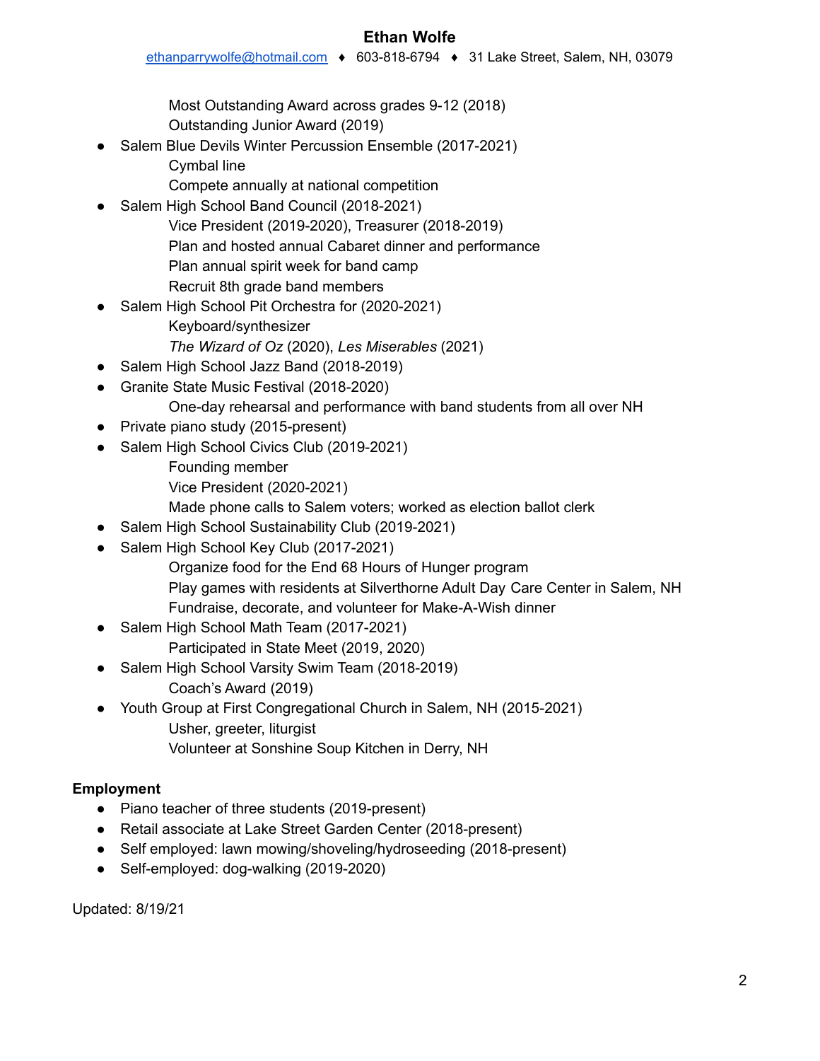Ethan Wolfe

ethanparrywolfe@hotmail.com ♦ 603-818-6794 ♦ 31 Lake Street, Salem, NH, 03079

    - Most Outstanding Award across grades 9-12 (2018)
    - Outstanding Junior Award (2019)
- Salem Blue Devils Winter Percussion Ensemble (2017-2021)
    - Cymbal line
    - Compete annually at national competition
- Salem High School Band Council (2018-2021)
    - Vice President (2019-2020), Treasurer (2018-2019)
    - Plan and hosted annual Cabaret dinner and performance
    - Plan annual spirit week for band camp
    - Recruit 8th grade band members
- Salem High School Pit Orchestra for (2020-2021)
    - Keyboard/synthesizer
    - *The Wizard of Oz* (2020), *Les Miserables* (2021)
- Salem High School Jazz Band (2018-2019)
- Granite State Music Festival (2018-2020)
    - One-day rehearsal and performance with band students from all over NH
- Private piano study (2015-present)
- Salem High School Civics Club (2019-2021)
    - Founding member
    - Vice President (2020-2021)
    - Made phone calls to Salem voters; worked as election ballot clerk
- Salem High School Sustainability Club (2019-2021)
- Salem High School Key Club (2017-2021)
    - Organize food for the End 68 Hours of Hunger program
    - Play games with residents at Silverthorne Adult Day Care Center in Salem, NH
    - Fundraise, decorate, and volunteer for Make-A-Wish dinner
- Salem High School Math Team (2017-2021)
    - Participated in State Meet (2019, 2020)
- Salem High School Varsity Swim Team (2018-2019)
    - Coach's Award (2019)
- Youth Group at First Congregational Church in Salem, NH (2015-2021)
    - Usher, greeter, liturgist
    - Volunteer at Sonshine Soup Kitchen in Derry, NH

**Employment**

- Piano teacher of three students (2019-present)
- Retail associate at Lake Street Garden Center (2018-present)
- Self employed: lawn mowing/shoveling/hydroseeding (2018-present)
- Self-employed: dog-walking (2019-2020)

Updated: 8/19/21